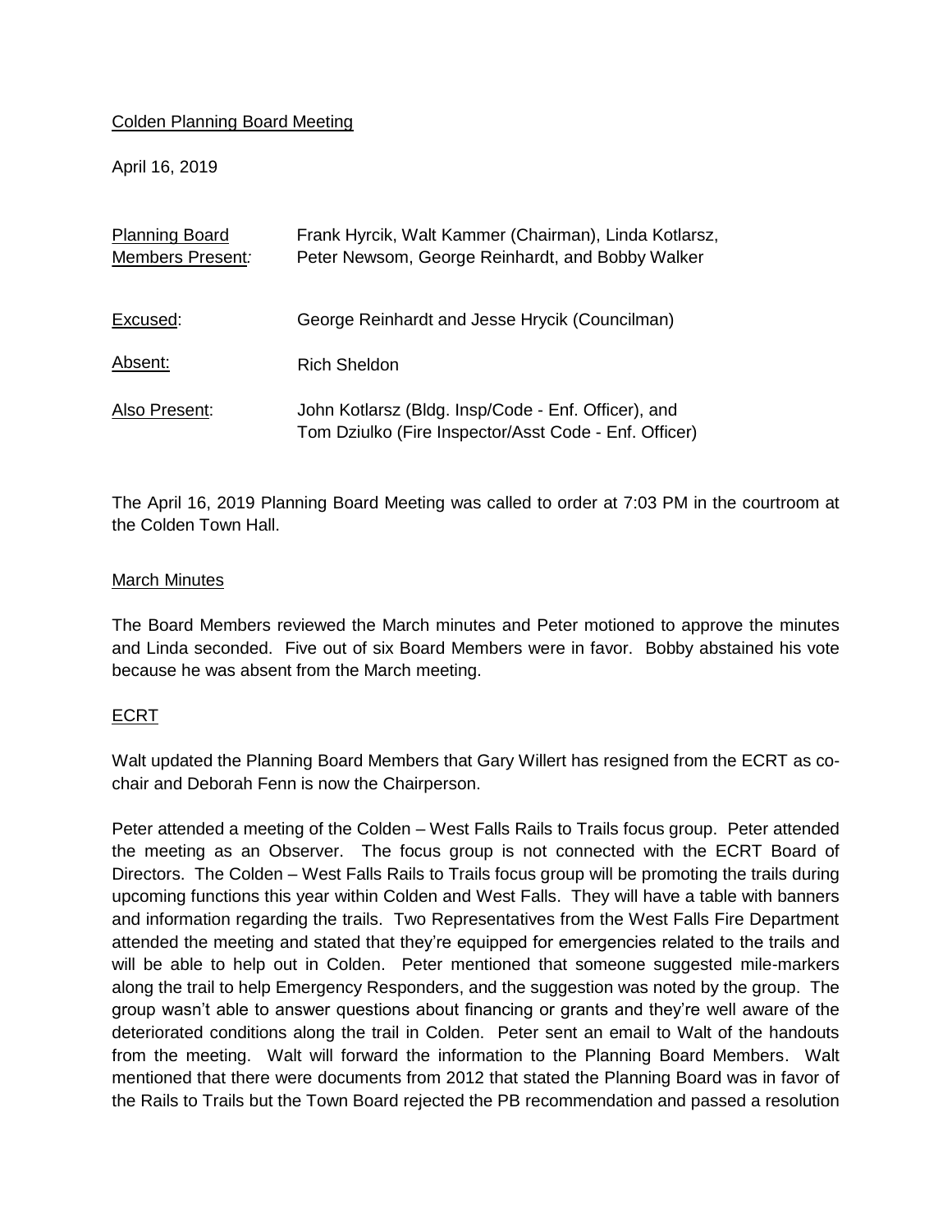Colden Planning Board Meeting

April 16, 2019

| | |
|---|---|
| Planning Board Members Present: | Frank Hyrcik, Walt Kammer (Chairman), Linda Kotlarsz, Peter Newsom, George Reinhardt, and Bobby Walker |
| Excused: | George Reinhardt and Jesse Hrycik (Councilman) |
| Absent: | Rich Sheldon |
| Also Present: | John Kotlarsz (Bldg. Insp/Code - Enf. Officer), and Tom Dziulko (Fire Inspector/Asst Code - Enf. Officer) |

The April 16, 2019 Planning Board Meeting was called to order at 7:03 PM in the courtroom at the Colden Town Hall.

## March Minutes

The Board Members reviewed the March minutes and Peter motioned to approve the minutes and Linda seconded. Five out of six Board Members were in favor. Bobby abstained his vote because he was absent from the March meeting.

## ECRT

Walt updated the Planning Board Members that Gary Willert has resigned from the ECRT as co-chair and Deborah Fenn is now the Chairperson.

Peter attended a meeting of the Colden – West Falls Rails to Trails focus group. Peter attended the meeting as an Observer. The focus group is not connected with the ECRT Board of Directors. The Colden – West Falls Rails to Trails focus group will be promoting the trails during upcoming functions this year within Colden and West Falls. They will have a table with banners and information regarding the trails. Two Representatives from the West Falls Fire Department attended the meeting and stated that they're equipped for emergencies related to the trails and will be able to help out in Colden. Peter mentioned that someone suggested mile-markers along the trail to help Emergency Responders, and the suggestion was noted by the group. The group wasn't able to answer questions about financing or grants and they're well aware of the deteriorated conditions along the trail in Colden. Peter sent an email to Walt of the handouts from the meeting. Walt will forward the information to the Planning Board Members. Walt mentioned that there were documents from 2012 that stated the Planning Board was in favor of the Rails to Trails but the Town Board rejected the PB recommendation and passed a resolution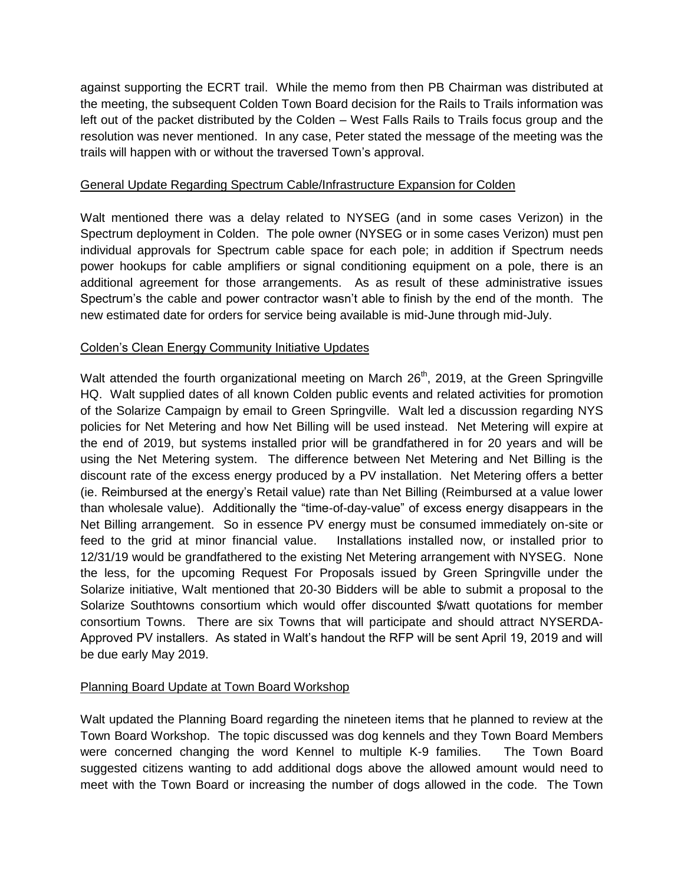against supporting the ECRT trail. While the memo from then PB Chairman was distributed at the meeting, the subsequent Colden Town Board decision for the Rails to Trails information was left out of the packet distributed by the Colden – West Falls Rails to Trails focus group and the resolution was never mentioned. In any case, Peter stated the message of the meeting was the trails will happen with or without the traversed Town's approval.

<u>General Update Regarding Spectrum Cable/Infrastructure Expansion for Colden</u>

Walt mentioned there was a delay related to NYSEG (and in some cases Verizon) in the Spectrum deployment in Colden. The pole owner (NYSEG or in some cases Verizon) must pen individual approvals for Spectrum cable space for each pole; in addition if Spectrum needs power hookups for cable amplifiers or signal conditioning equipment on a pole, there is an additional agreement for those arrangements. As as result of these administrative issues Spectrum's the cable and power contractor wasn't able to finish by the end of the month. The new estimated date for orders for service being available is mid-June through mid-July.

<u>Colden's Clean Energy Community Initiative Updates</u>

Walt attended the fourth organizational meeting on March 26th, 2019, at the Green Springville HQ. Walt supplied dates of all known Colden public events and related activities for promotion of the Solarize Campaign by email to Green Springville. Walt led a discussion regarding NYS policies for Net Metering and how Net Billing will be used instead. Net Metering will expire at the end of 2019, but systems installed prior will be grandfathered in for 20 years and will be using the Net Metering system. The difference between Net Metering and Net Billing is the discount rate of the excess energy produced by a PV installation. Net Metering offers a better (ie. Reimbursed at the energy's Retail value) rate than Net Billing (Reimbursed at a value lower than wholesale value). Additionally the "time-of-day-value" of excess energy disappears in the Net Billing arrangement. So in essence PV energy must be consumed immediately on-site or feed to the grid at minor financial value. Installations installed now, or installed prior to 12/31/19 would be grandfathered to the existing Net Metering arrangement with NYSEG. None the less, for the upcoming Request For Proposals issued by Green Springville under the Solarize initiative, Walt mentioned that 20-30 Bidders will be able to submit a proposal to the Solarize Southtowns consortium which would offer discounted $/watt quotations for member consortium Towns. There are six Towns that will participate and should attract NYSERDA-Approved PV installers. As stated in Walt's handout the RFP will be sent April 19, 2019 and will be due early May 2019.

<u>Planning Board Update at Town Board Workshop</u>

Walt updated the Planning Board regarding the nineteen items that he planned to review at the Town Board Workshop. The topic discussed was dog kennels and they Town Board Members were concerned changing the word Kennel to multiple K-9 families. The Town Board suggested citizens wanting to add additional dogs above the allowed amount would need to meet with the Town Board or increasing the number of dogs allowed in the code. The Town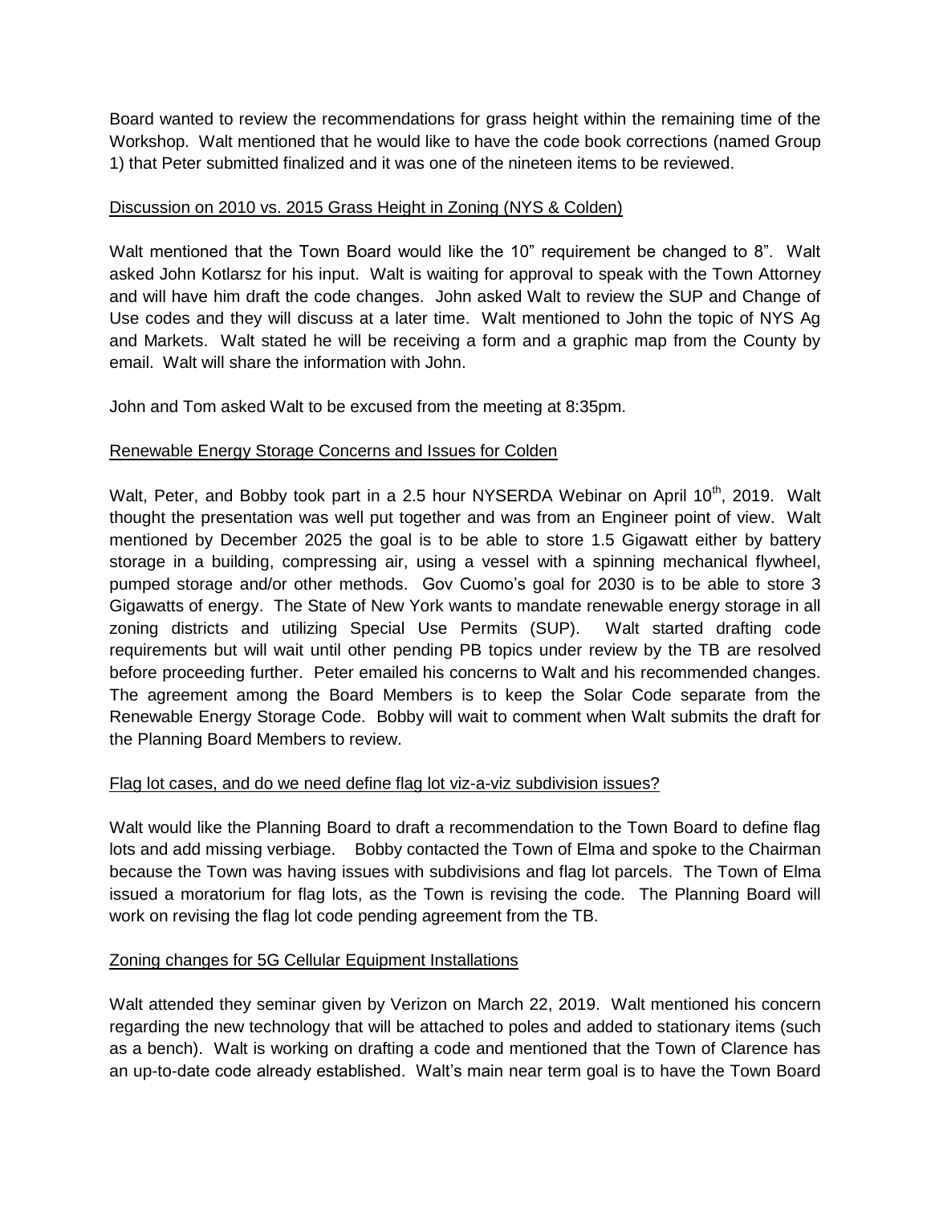Board wanted to review the recommendations for grass height within the remaining time of the Workshop. Walt mentioned that he would like to have the code book corrections (named Group 1) that Peter submitted finalized and it was one of the nineteen items to be reviewed.

Discussion on 2010 vs. 2015 Grass Height in Zoning (NYS & Colden)

Walt mentioned that the Town Board would like the 10" requirement be changed to 8". Walt asked John Kotlarsz for his input. Walt is waiting for approval to speak with the Town Attorney and will have him draft the code changes. John asked Walt to review the SUP and Change of Use codes and they will discuss at a later time. Walt mentioned to John the topic of NYS Ag and Markets. Walt stated he will be receiving a form and a graphic map from the County by email. Walt will share the information with John.

John and Tom asked Walt to be excused from the meeting at 8:35pm.

Renewable Energy Storage Concerns and Issues for Colden

Walt, Peter, and Bobby took part in a 2.5 hour NYSERDA Webinar on April 10th, 2019. Walt thought the presentation was well put together and was from an Engineer point of view. Walt mentioned by December 2025 the goal is to be able to store 1.5 Gigawatt either by battery storage in a building, compressing air, using a vessel with a spinning mechanical flywheel, pumped storage and/or other methods. Gov Cuomo's goal for 2030 is to be able to store 3 Gigawatts of energy. The State of New York wants to mandate renewable energy storage in all zoning districts and utilizing Special Use Permits (SUP). Walt started drafting code requirements but will wait until other pending PB topics under review by the TB are resolved before proceeding further. Peter emailed his concerns to Walt and his recommended changes. The agreement among the Board Members is to keep the Solar Code separate from the Renewable Energy Storage Code. Bobby will wait to comment when Walt submits the draft for the Planning Board Members to review.

Flag lot cases, and do we need define flag lot viz-a-viz subdivision issues?

Walt would like the Planning Board to draft a recommendation to the Town Board to define flag lots and add missing verbiage. Bobby contacted the Town of Elma and spoke to the Chairman because the Town was having issues with subdivisions and flag lot parcels. The Town of Elma issued a moratorium for flag lots, as the Town is revising the code. The Planning Board will work on revising the flag lot code pending agreement from the TB.

Zoning changes for 5G Cellular Equipment Installations

Walt attended they seminar given by Verizon on March 22, 2019. Walt mentioned his concern regarding the new technology that will be attached to poles and added to stationary items (such as a bench). Walt is working on drafting a code and mentioned that the Town of Clarence has an up-to-date code already established. Walt's main near term goal is to have the Town Board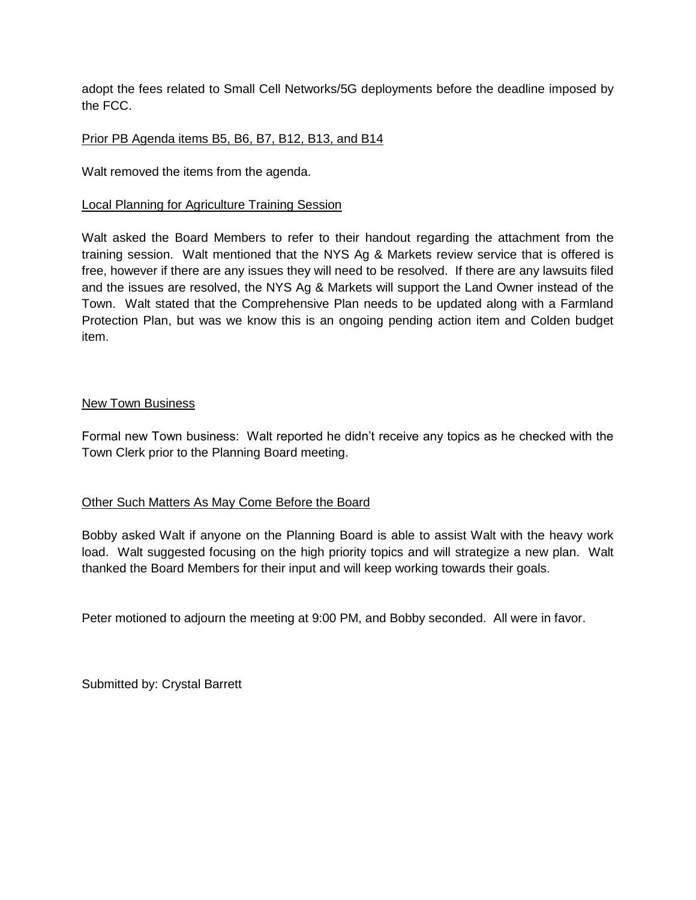adopt the fees related to Small Cell Networks/5G deployments before the deadline imposed by the FCC.

Prior PB Agenda items B5, B6, B7, B12, B13, and B14

Walt removed the items from the agenda.

Local Planning for Agriculture Training Session

Walt asked the Board Members to refer to their handout regarding the attachment from the training session. Walt mentioned that the NYS Ag & Markets review service that is offered is free, however if there are any issues they will need to be resolved. If there are any lawsuits filed and the issues are resolved, the NYS Ag & Markets will support the Land Owner instead of the Town. Walt stated that the Comprehensive Plan needs to be updated along with a Farmland Protection Plan, but was we know this is an ongoing pending action item and Colden budget item.

New Town Business

Formal new Town business: Walt reported he didn't receive any topics as he checked with the Town Clerk prior to the Planning Board meeting.

Other Such Matters As May Come Before the Board

Bobby asked Walt if anyone on the Planning Board is able to assist Walt with the heavy work load. Walt suggested focusing on the high priority topics and will strategize a new plan. Walt thanked the Board Members for their input and will keep working towards their goals.

Peter motioned to adjourn the meeting at 9:00 PM, and Bobby seconded. All were in favor.

Submitted by: Crystal Barrett